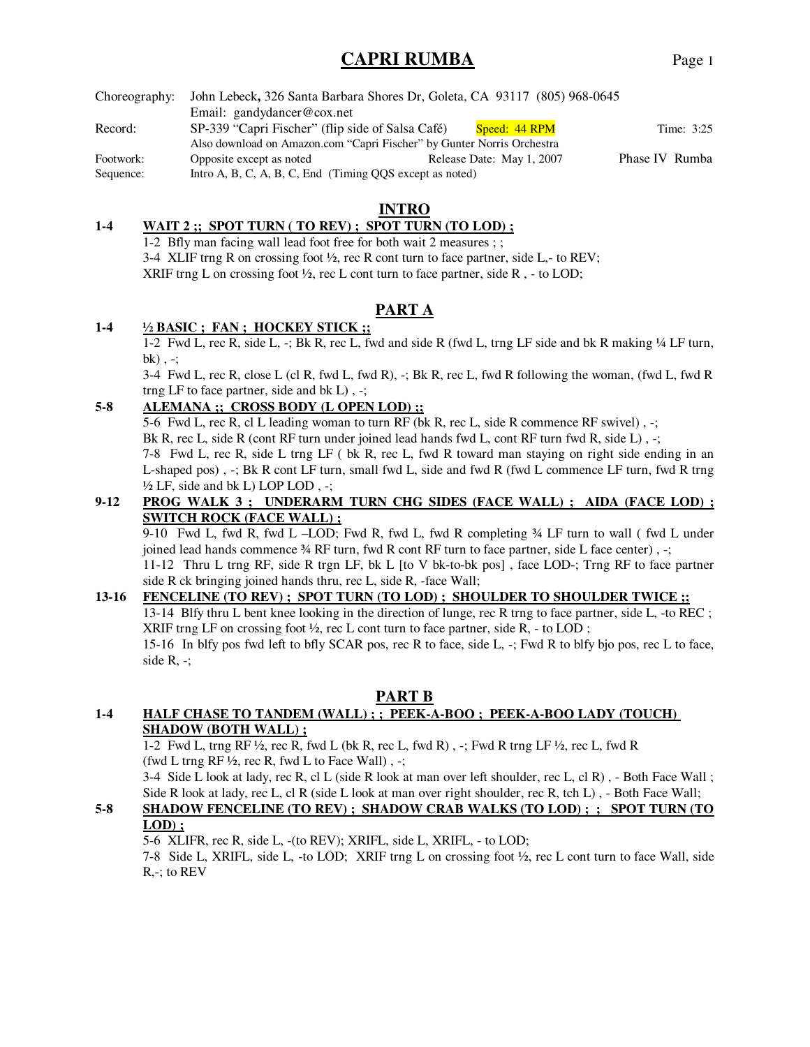# CAPRI RUMBA

| | | | |
|---|---|---|---|
| Choreography: | John Lebeck**,** 326 Santa Barbara Shores Dr, Goleta, CA 93117 (805) 968-0645 | | |
| | Email: gandydancer@cox.net | | |
| Record: | SP-339 "Capri Fischer" (flip side of Salsa Café) | Speed: 44 RPM | Time: 3:25 |
| | Also download on Amazon.com "Capri Fischer" by Gunter Norris Orchestra | | |
| Footwork: | Opposite except as noted | Release Date: May 1, 2007 | Phase IV Rumba |
| Sequence: | Intro A, B, C, A, B, C, End (Timing QQS except as noted) | | |

## INTRO

**1-4 WAIT 2 ;; SPOT TURN ( TO REV) ; SPOT TURN (TO LOD) ;**

1-2 Bfly man facing wall lead foot free for both wait 2 measures ; ;

3-4 XLIF trng R on crossing foot ½, rec R cont turn to face partner, side L,- to REV;
XRIF trng L on crossing foot ½, rec L cont turn to face partner, side R , - to LOD;

## PART A

**1-4 ½ BASIC ; FAN ; HOCKEY STICK ;;**

1-2 Fwd L, rec R, side L, -; Bk R, rec L, fwd and side R (fwd L, trng LF side and bk R making ¼ LF turn, bk) , -;

3-4 Fwd L, rec R, close L (cl R, fwd L, fwd R), -; Bk R, rec L, fwd R following the woman, (fwd L, fwd R trng LF to face partner, side and bk L) , -;

**5-8 ALEMANA ;; CROSS BODY (L OPEN LOD) ;;**

5-6 Fwd L, rec R, cl L leading woman to turn RF (bk R, rec L, side R commence RF swivel) , -;
Bk R, rec L, side R (cont RF turn under joined lead hands fwd L, cont RF turn fwd R, side L) , -;

7-8 Fwd L, rec R, side L trng LF ( bk R, rec L, fwd R toward man staying on right side ending in an L-shaped pos) , -; Bk R cont LF turn, small fwd L, side and fwd R (fwd L commence LF turn, fwd R trng ½ LF, side and bk L) LOP LOD , -;

**9-12 PROG WALK 3 ; UNDERARM TURN CHG SIDES (FACE WALL) ; AIDA (FACE LOD) ; SWITCH ROCK (FACE WALL) ;**

9-10 Fwd L, fwd R, fwd L –LOD; Fwd R, fwd L, fwd R completing ¾ LF turn to wall ( fwd L under joined lead hands commence ¾ RF turn, fwd R cont RF turn to face partner, side L face center) , -;

11-12 Thru L trng RF, side R trgn LF, bk L [to V bk-to-bk pos] , face LOD-; Trng RF to face partner side R ck bringing joined hands thru, rec L, side R, -face Wall;

**13-16 FENCELINE (TO REV) ; SPOT TURN (TO LOD) ; SHOULDER TO SHOULDER TWICE ;;**

13-14 Blfy thru L bent knee looking in the direction of lunge, rec R trng to face partner, side L, -to REC ;
XRIF trng LF on crossing foot ½, rec L cont turn to face partner, side R, - to LOD ;

15-16 In blfy pos fwd left to bfly SCAR pos, rec R to face, side L, -; Fwd R to blfy bjo pos, rec L to face, side R, -;

## PART B

**1-4 HALF CHASE TO TANDEM (WALL) ; ; PEEK-A-BOO ; PEEK-A-BOO LADY (TOUCH) SHADOW (BOTH WALL) ;**

1-2 Fwd L, trng RF ½, rec R, fwd L (bk R, rec L, fwd R) , -; Fwd R trng LF ½, rec L, fwd R
(fwd L trng RF ½, rec R, fwd L to Face Wall) , -;

3-4 Side L look at lady, rec R, cl L (side R look at man over left shoulder, rec L, cl R) , - Both Face Wall ;
Side R look at lady, rec L, cl R (side L look at man over right shoulder, rec R, tch L) , - Both Face Wall;

**5-8 SHADOW FENCELINE (TO REV) ; SHADOW CRAB WALKS (TO LOD) ; ; SPOT TURN (TO LOD) ;**

5-6 XLIFR, rec R, side L, -(to REV); XRIFL, side L, XRIFL, - to LOD;

7-8 Side L, XRIFL, side L, -to LOD; XRIF trng L on crossing foot ½, rec L cont turn to face Wall, side R,-; to REV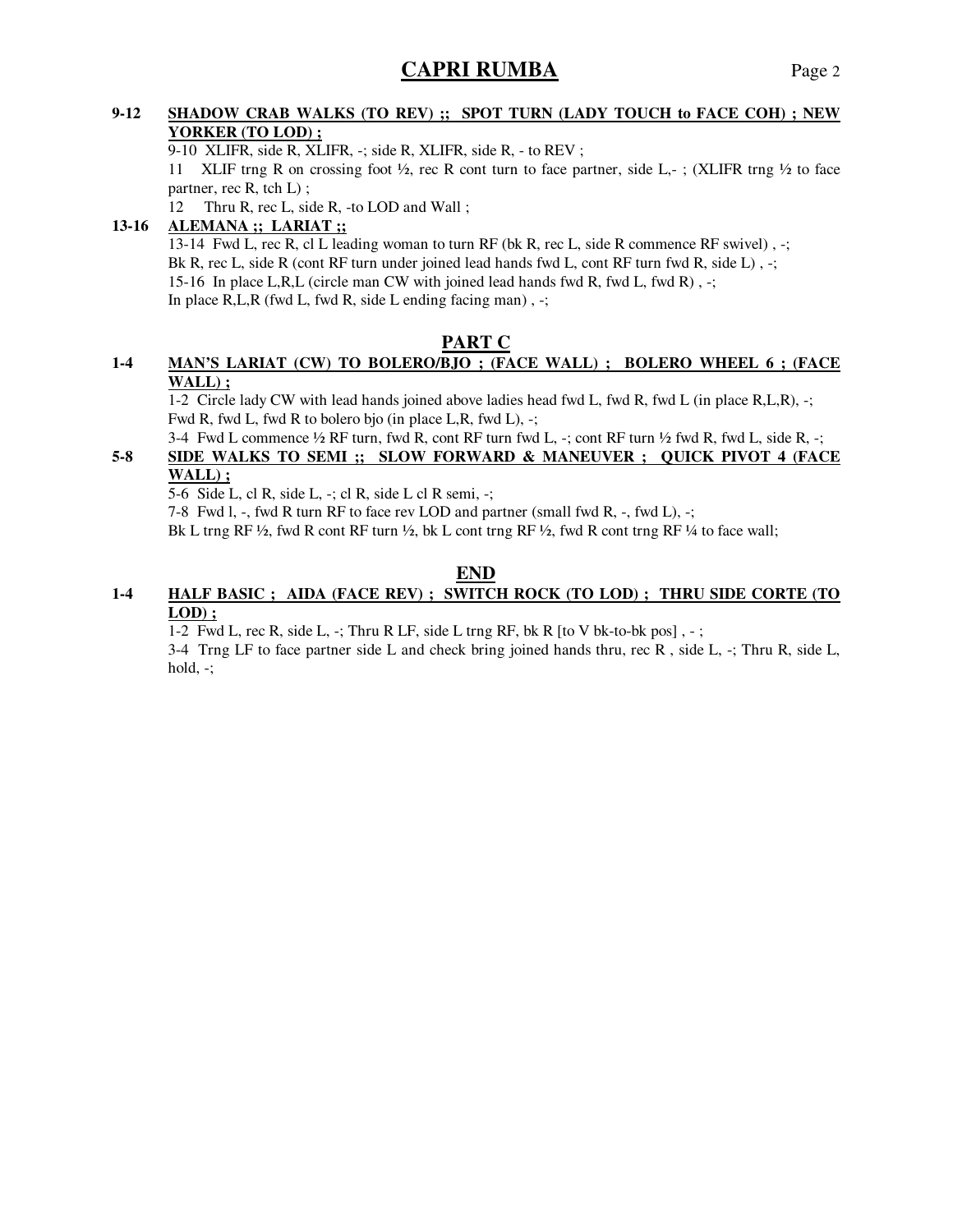# CAPRI RUMBA

**9-12 SHADOW CRAB WALKS (TO REV) ;; SPOT TURN (LADY TOUCH to FACE COH) ; NEW YORKER (TO LOD) ;**

9-10 XLIFR, side R, XLIFR, -; side R, XLIFR, side R, - to REV ;

11 XLIF trng R on crossing foot ½, rec R cont turn to face partner, side L,- ; (XLIFR trng ½ to face partner, rec R, tch L) ;

12 Thru R, rec L, side R, -to LOD and Wall ;

**13-16 ALEMANA ;; LARIAT ;;**

13-14 Fwd L, rec R, cl L leading woman to turn RF (bk R, rec L, side R commence RF swivel) , -;
Bk R, rec L, side R (cont RF turn under joined lead hands fwd L, cont RF turn fwd R, side L) , -;

15-16 In place L,R,L (circle man CW with joined lead hands fwd R, fwd L, fwd R) , -;
In place R,L,R (fwd L, fwd R, side L ending facing man) , -;

## PART C

**1-4 MAN'S LARIAT (CW) TO BOLERO/BJO ; (FACE WALL) ; BOLERO WHEEL 6 ; (FACE WALL) ;**

1-2 Circle lady CW with lead hands joined above ladies head fwd L, fwd R, fwd L (in place R,L,R), -;
Fwd R, fwd L, fwd R to bolero bjo (in place L,R, fwd L), -;

3-4 Fwd L commence ½ RF turn, fwd R, cont RF turn fwd L, -; cont RF turn ½ fwd R, fwd L, side R, -;

**5-8 SIDE WALKS TO SEMI ;; SLOW FORWARD & MANEUVER ; QUICK PIVOT 4 (FACE WALL) ;**

5-6 Side L, cl R, side L, -; cl R, side L cl R semi, -;

7-8 Fwd l, -, fwd R turn RF to face rev LOD and partner (small fwd R, -, fwd L), -;
Bk L trng RF ½, fwd R cont RF turn ½, bk L cont trng RF ½, fwd R cont trng RF ¼ to face wall;

## END

**1-4 HALF BASIC ; AIDA (FACE REV) ; SWITCH ROCK (TO LOD) ; THRU SIDE CORTE (TO LOD) ;**

1-2 Fwd L, rec R, side L, -; Thru R LF, side L trng RF, bk R [to V bk-to-bk pos] , - ;

3-4 Trng LF to face partner side L and check bring joined hands thru, rec R , side L, -; Thru R, side L, hold, -;